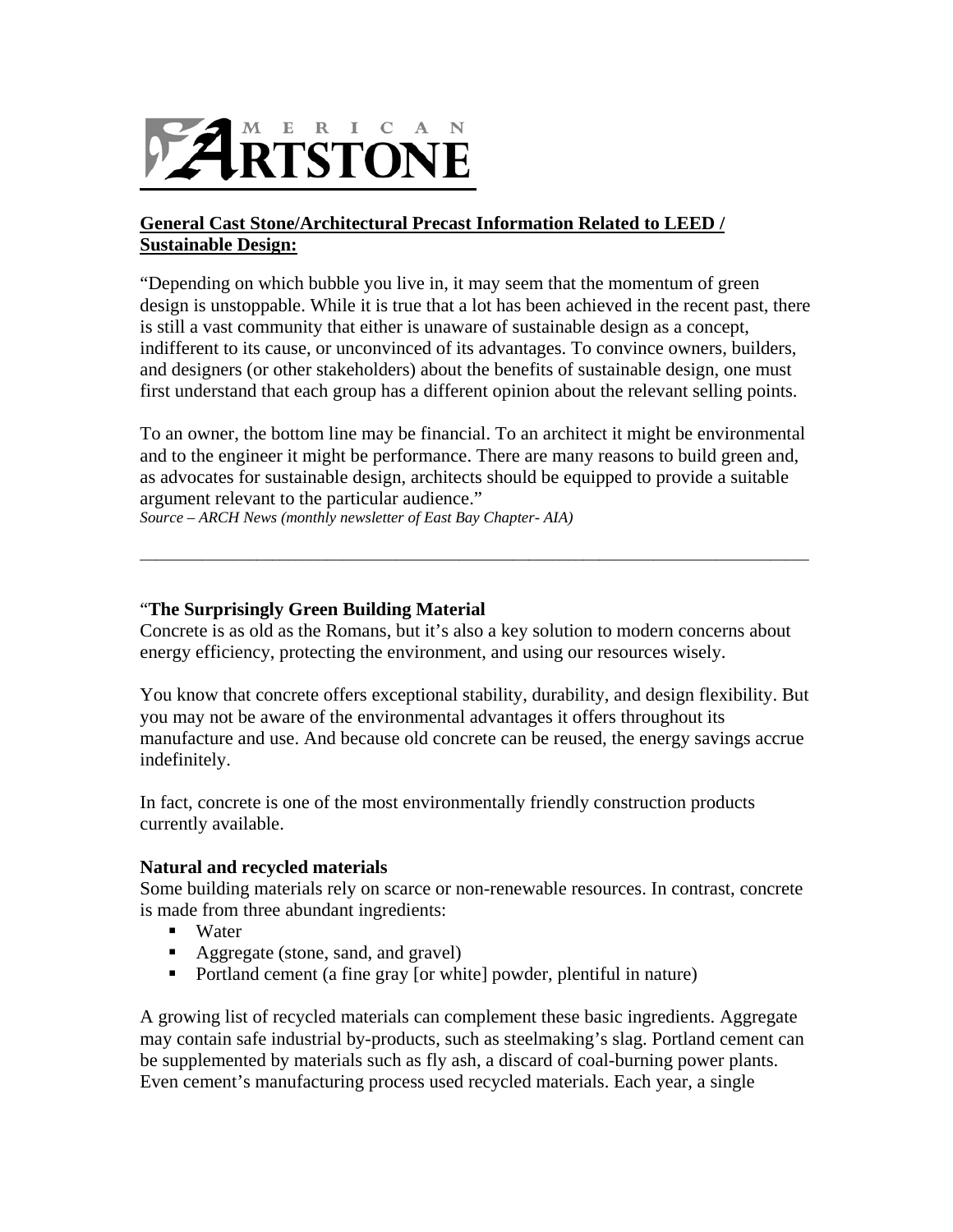# AMERICAN ARTSTONE

**General Cast Stone/Architectural Precast Information Related to LEED / Sustainable Design:**

"Depending on which bubble you live in, it may seem that the momentum of green design is unstoppable. While it is true that a lot has been achieved in the recent past, there is still a vast community that either is unaware of sustainable design as a concept, indifferent to its cause, or unconvinced of its advantages. To convince owners, builders, and designers (or other stakeholders) about the benefits of sustainable design, one must first understand that each group has a different opinion about the relevant selling points.

To an owner, the bottom line may be financial. To an architect it might be environmental and to the engineer it might be performance. There are many reasons to build green and, as advocates for sustainable design, architects should be equipped to provide a suitable argument relevant to the particular audience."

*Source – ARCH News (monthly newsletter of East Bay Chapter- AIA)*

---

"**The Surprisingly Green Building Material**

Concrete is as old as the Romans, but it's also a key solution to modern concerns about energy efficiency, protecting the environment, and using our resources wisely.

You know that concrete offers exceptional stability, durability, and design flexibility. But you may not be aware of the environmental advantages it offers throughout its manufacture and use. And because old concrete can be reused, the energy savings accrue indefinitely.

In fact, concrete is one of the most environmentally friendly construction products currently available.

**Natural and recycled materials**

Some building materials rely on scarce or non-renewable resources. In contrast, concrete is made from three abundant ingredients:

- Water
- Aggregate (stone, sand, and gravel)
- Portland cement (a fine gray [or white] powder, plentiful in nature)

A growing list of recycled materials can complement these basic ingredients. Aggregate may contain safe industrial by-products, such as steelmaking's slag. Portland cement can be supplemented by materials such as fly ash, a discard of coal-burning power plants. Even cement's manufacturing process used recycled materials. Each year, a single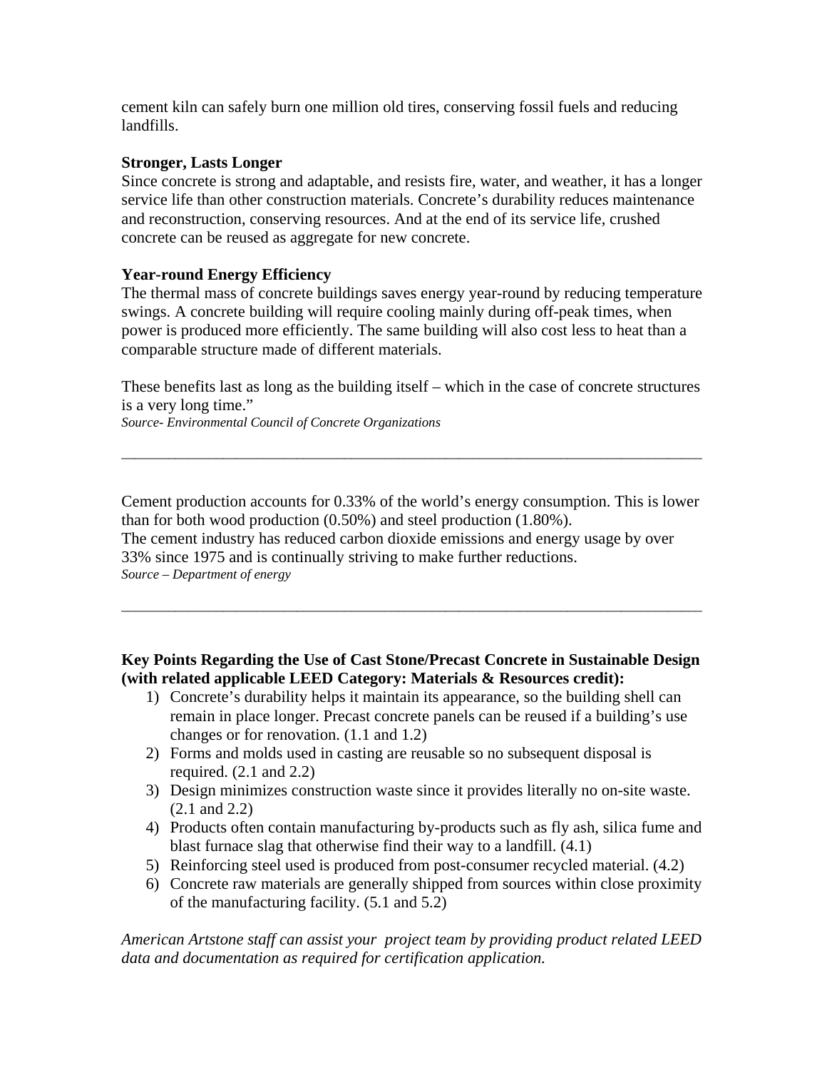cement kiln can safely burn one million old tires, conserving fossil fuels and reducing landfills.

**Stronger, Lasts Longer**
Since concrete is strong and adaptable, and resists fire, water, and weather, it has a longer service life than other construction materials. Concrete's durability reduces maintenance and reconstruction, conserving resources. And at the end of its service life, crushed concrete can be reused as aggregate for new concrete.

**Year-round Energy Efficiency**
The thermal mass of concrete buildings saves energy year-round by reducing temperature swings. A concrete building will require cooling mainly during off-peak times, when power is produced more efficiently. The same building will also cost less to heat than a comparable structure made of different materials.

These benefits last as long as the building itself – which in the case of concrete structures is a very long time."
*Source- Environmental Council of Concrete Organizations*

---

Cement production accounts for 0.33% of the world's energy consumption. This is lower than for both wood production (0.50%) and steel production (1.80%).
The cement industry has reduced carbon dioxide emissions and energy usage by over 33% since 1975 and is continually striving to make further reductions.
*Source – Department of energy*

---

**Key Points Regarding the Use of Cast Stone/Precast Concrete in Sustainable Design (with related applicable LEED Category: Materials & Resources credit):**

1) Concrete's durability helps it maintain its appearance, so the building shell can remain in place longer. Precast concrete panels can be reused if a building's use changes or for renovation. (1.1 and 1.2)
2) Forms and molds used in casting are reusable so no subsequent disposal is required. (2.1 and 2.2)
3) Design minimizes construction waste since it provides literally no on-site waste. (2.1 and 2.2)
4) Products often contain manufacturing by-products such as fly ash, silica fume and blast furnace slag that otherwise find their way to a landfill. (4.1)
5) Reinforcing steel used is produced from post-consumer recycled material. (4.2)
6) Concrete raw materials are generally shipped from sources within close proximity of the manufacturing facility. (5.1 and 5.2)

*American Artstone staff can assist your project team by providing product related LEED data and documentation as required for certification application.*